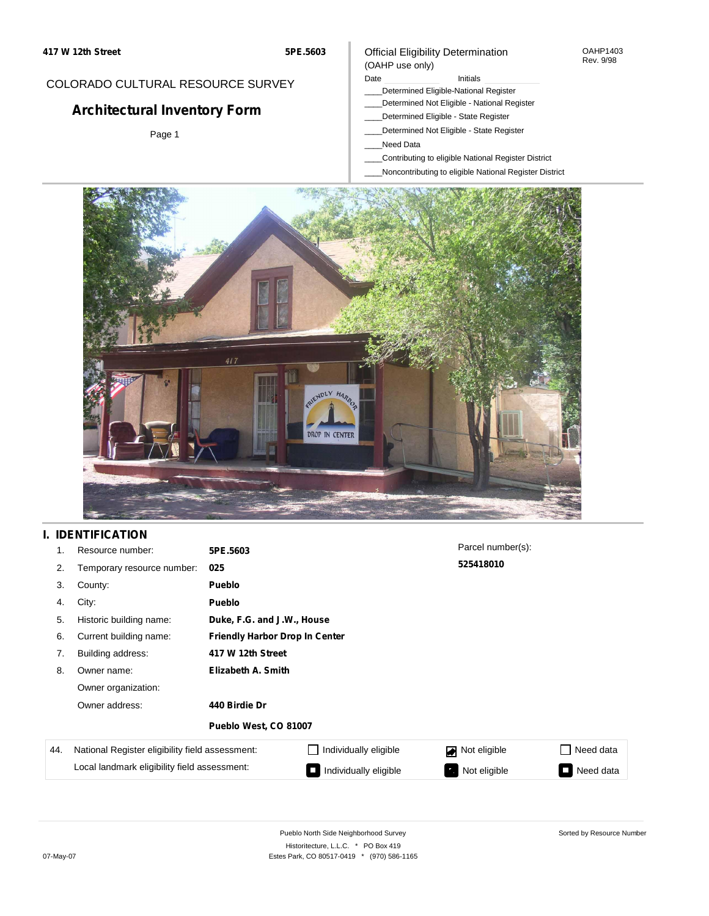417 W 12th Street | 5PE.5603

COLORADO CULTURAL RESOURCE SURVEY

# Architectural Inventory Form

Official Eligibility Determination
(OAHP use only)

OAHP1403
Rev. 9/98

Date ____________ Initials ____________

____Determined Eligible-National Register
____Determined Not Eligible - National Register
____Determined Eligible - State Register
____Determined Not Eligible - State Register
____Need Data
____Contributing to eligible National Register District
____Noncontributing to eligible National Register District

## I. IDENTIFICATION

1. Resource number: **5PE.5603**
2. Temporary resource number: **025**
3. County: **Pueblo**
4. City: **Pueblo**
5. Historic building name: **Duke, F.G. and J.W., House**
6. Current building name: **Friendly Harbor Drop In Center**
7. Building address: **417 W 12th Street**
8. Owner name: **Elizabeth A. Smith**

   Owner organization:

   Owner address: **440 Birdie Dr**

   **Pueblo West, CO 81007**

Parcel number(s): **525418010**

| 44. | | | | |
|---|---|---|---|---|
| | National Register eligibility field assessment: | ☐ Individually eligible | ☑ Not eligible | ☐ Need data |
| | Local landmark eligibility field assessment: | ■ Individually eligible | ■ Not eligible | ■ Need data |

Pueblo North Side Neighborhood Survey
Historitecture, L.L.C. * PO Box 419
Estes Park, CO 80517-0419 * (970) 586-1165

Sorted by Resource Number

07-May-07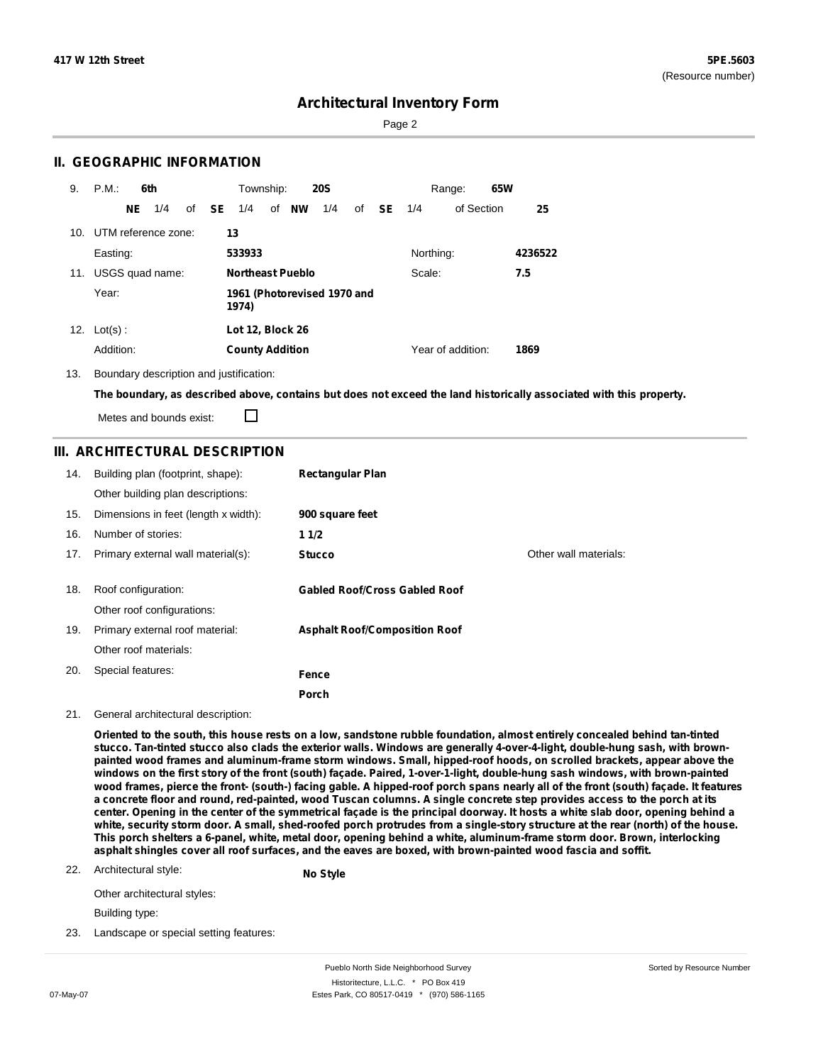**417 W 12th Street** | **5PE.5603** (Resource number)

# Architectural Inventory Form

## II. GEOGRAPHIC INFORMATION

9. P.M.: **6th** Township: **20S** Range: **65W**

**NE** 1/4 of **SE** 1/4 of **NW** 1/4 of **SE** 1/4 of Section **25**

10. UTM reference zone: **13**

Easting: **533933** Northing: **4236522**

11. USGS quad name: **Northeast Pueblo** Scale: **7.5**

Year: **1961 (Photorevised 1970 and 1974)**

12. Lot(s) : **Lot 12, Block 26**

Addition: **County Addition** Year of addition: **1869**

13. Boundary description and justification:

**The boundary, as described above, contains but does not exceed the land historically associated with this property.**

Metes and bounds exist: ☐

## III. ARCHITECTURAL DESCRIPTION

14. Building plan (footprint, shape): **Rectangular Plan**

Other building plan descriptions:

15. Dimensions in feet (length x width): **900 square feet**

16. Number of stories: **1 1/2**

17. Primary external wall material(s): **Stucco** Other wall materials:

18. Roof configuration: **Gabled Roof/Cross Gabled Roof**

Other roof configurations:

19. Primary external roof material: **Asphalt Roof/Composition Roof**

Other roof materials:

20. Special features: **Fence**

**Porch**

21. General architectural description:

**Oriented to the south, this house rests on a low, sandstone rubble foundation, almost entirely concealed behind tan-tinted stucco. Tan-tinted stucco also clads the exterior walls. Windows are generally 4-over-4-light, double-hung sash, with brown-painted wood frames and aluminum-frame storm windows. Small, hipped-roof hoods, on scrolled brackets, appear above the windows on the first story of the front (south) façade. Paired, 1-over-1-light, double-hung sash windows, with brown-painted wood frames, pierce the front- (south-) facing gable. A hipped-roof porch spans nearly all of the front (south) façade. It features a concrete floor and round, red-painted, wood Tuscan columns. A single concrete step provides access to the porch at its center. Opening in the center of the symmetrical façade is the principal doorway. It hosts a white slab door, opening behind a white, security storm door. A small, shed-roofed porch protrudes from a single-story structure at the rear (north) of the house. This porch shelters a 6-panel, white, metal door, opening behind a white, aluminum-frame storm door. Brown, interlocking asphalt shingles cover all roof surfaces, and the eaves are boxed, with brown-painted wood fascia and soffit.**

22. Architectural style: **No Style**

Other architectural styles:

Building type:

23. Landscape or special setting features: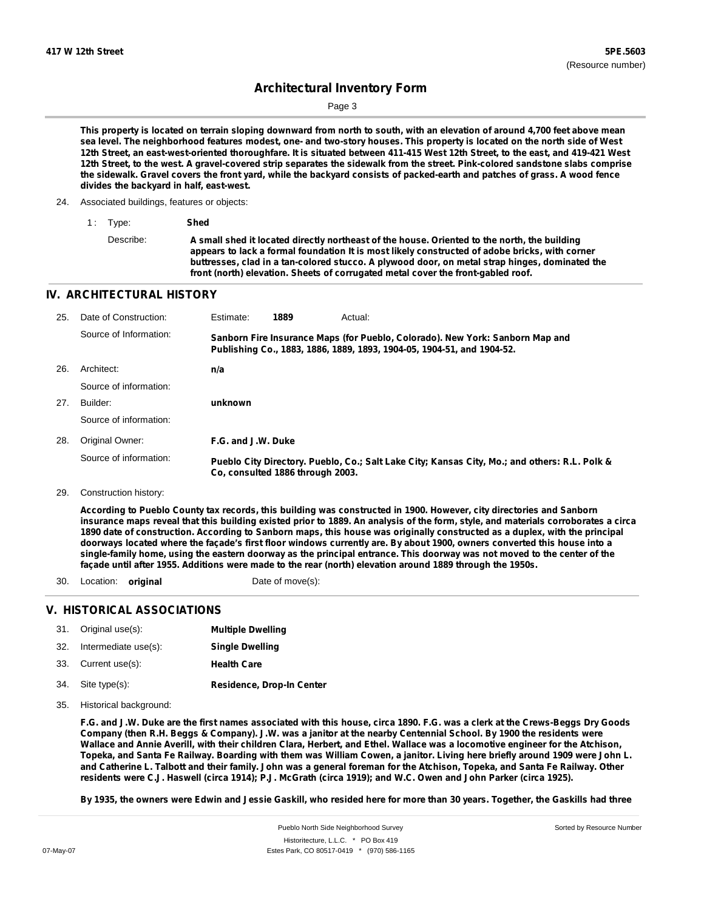This property is located on terrain sloping downward from north to south, with an elevation of around 4,700 feet above mean sea level. The neighborhood features modest, one- and two-story houses. This property is located on the north side of West 12th Street, an east-west-oriented thoroughfare. It is situated between 411-415 West 12th Street, to the east, and 419-421 West 12th Street, to the west. A gravel-covered strip separates the sidewalk from the street. Pink-colored sandstone slabs comprise the sidewalk. Gravel covers the front yard, while the backyard consists of packed-earth and patches of grass. A wood fence divides the backyard in half, east-west.

24. Associated buildings, features or objects:

1 : Type: **Shed**

Describe: **A small shed it located directly northeast of the house. Oriented to the north, the building appears to lack a formal foundation It is most likely constructed of adobe bricks, with corner buttresses, clad in a tan-colored stucco. A plywood door, on metal strap hinges, dominated the front (north) elevation. Sheets of corrugated metal cover the front-gabled roof.**

## IV. ARCHITECTURAL HISTORY

25. Date of Construction: Estimate: **1889** Actual:

Source of Information: **Sanborn Fire Insurance Maps (for Pueblo, Colorado). New York: Sanborn Map and Publishing Co., 1883, 1886, 1889, 1893, 1904-05, 1904-51, and 1904-52.**

26. Architect: **n/a**

Source of information:

27. Builder: **unknown**

Source of information:

28. Original Owner: **F.G. and J.W. Duke**

Source of information: **Pueblo City Directory. Pueblo, Co.; Salt Lake City; Kansas City, Mo.; and others: R.L. Polk & Co, consulted 1886 through 2003.**

29. Construction history:

**According to Pueblo County tax records, this building was constructed in 1900. However, city directories and Sanborn insurance maps reveal that this building existed prior to 1889. An analysis of the form, style, and materials corroborates a circa 1890 date of construction. According to Sanborn maps, this house was originally constructed as a duplex, with the principal doorways located where the façade's first floor windows currently are. By about 1900, owners converted this house into a single-family home, using the eastern doorway as the principal entrance. This doorway was not moved to the center of the façade until after 1955. Additions were made to the rear (north) elevation around 1889 through the 1950s.**

30. Location: **original** Date of move(s):

## V. HISTORICAL ASSOCIATIONS

31. Original use(s): **Multiple Dwelling**
32. Intermediate use(s): **Single Dwelling**
33. Current use(s): **Health Care**
34. Site type(s): **Residence, Drop-In Center**
35. Historical background:

**F.G. and J.W. Duke are the first names associated with this house, circa 1890. F.G. was a clerk at the Crews-Beggs Dry Goods Company (then R.H. Beggs & Company). J.W. was a janitor at the nearby Centennial School. By 1900 the residents were Wallace and Annie Averill, with their children Clara, Herbert, and Ethel. Wallace was a locomotive engineer for the Atchison, Topeka, and Santa Fe Railway. Boarding with them was William Cowen, a janitor. Living here briefly around 1909 were John L. and Catherine L. Talbott and their family. John was a general foreman for the Atchison, Topeka, and Santa Fe Railway. Other residents were C.J. Haswell (circa 1914); P.J. McGrath (circa 1919); and W.C. Owen and John Parker (circa 1925).**

**By 1935, the owners were Edwin and Jessie Gaskill, who resided here for more than 30 years. Together, the Gaskills had three**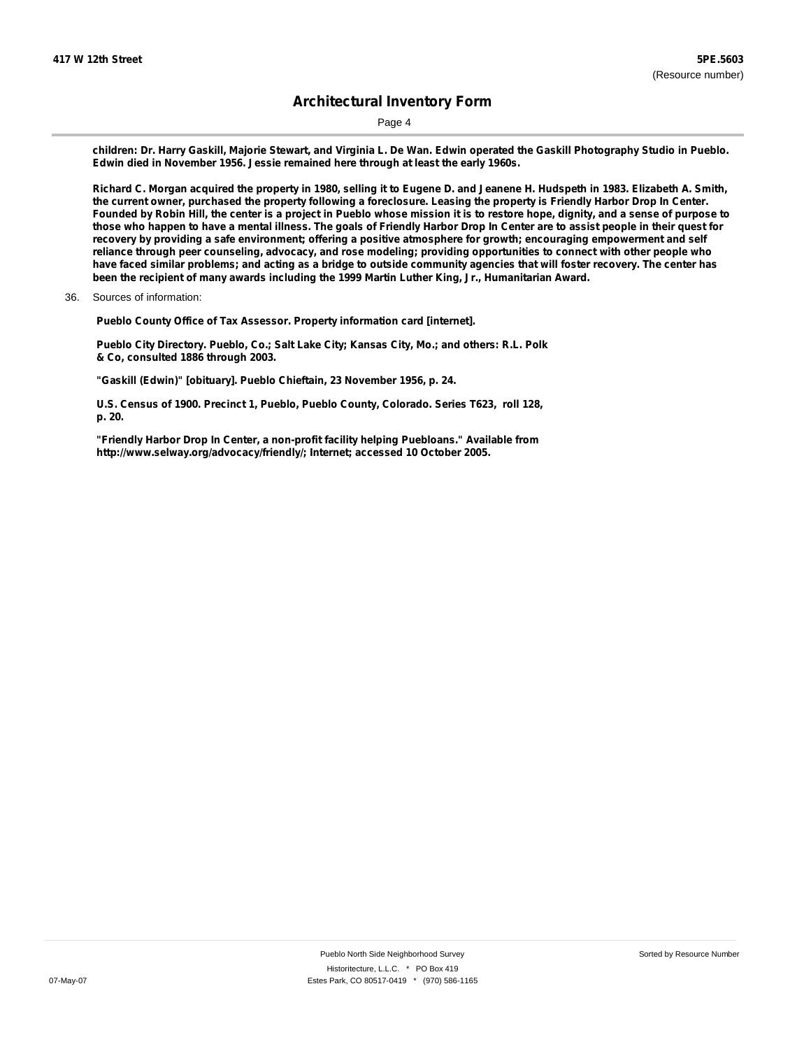**children: Dr. Harry Gaskill, Majorie Stewart, and Virginia L. De Wan. Edwin operated the Gaskill Photography Studio in Pueblo. Edwin died in November 1956. Jessie remained here through at least the early 1960s.**

**Richard C. Morgan acquired the property in 1980, selling it to Eugene D. and Jeanene H. Hudspeth in 1983. Elizabeth A. Smith, the current owner, purchased the property following a foreclosure. Leasing the property is Friendly Harbor Drop In Center. Founded by Robin Hill, the center is a project in Pueblo whose mission it is to restore hope, dignity, and a sense of purpose to those who happen to have a mental illness. The goals of Friendly Harbor Drop In Center are to assist people in their quest for recovery by providing a safe environment; offering a positive atmosphere for growth; encouraging empowerment and self reliance through peer counseling, advocacy, and rose modeling; providing opportunities to connect with other people who have faced similar problems; and acting as a bridge to outside community agencies that will foster recovery. The center has been the recipient of many awards including the 1999 Martin Luther King, Jr., Humanitarian Award.**

36. Sources of information:

**Pueblo County Office of Tax Assessor. Property information card [internet].**

**Pueblo City Directory. Pueblo, Co.; Salt Lake City; Kansas City, Mo.; and others: R.L. Polk & Co, consulted 1886 through 2003.**

**"Gaskill (Edwin)" [obituary]. Pueblo Chieftain, 23 November 1956, p. 24.**

**U.S. Census of 1900. Precinct 1, Pueblo, Pueblo County, Colorado. Series T623, roll 128, p. 20.**

**"Friendly Harbor Drop In Center, a non-profit facility helping Puebloans." Available from http://www.selway.org/advocacy/friendly/; Internet; accessed 10 October 2005.**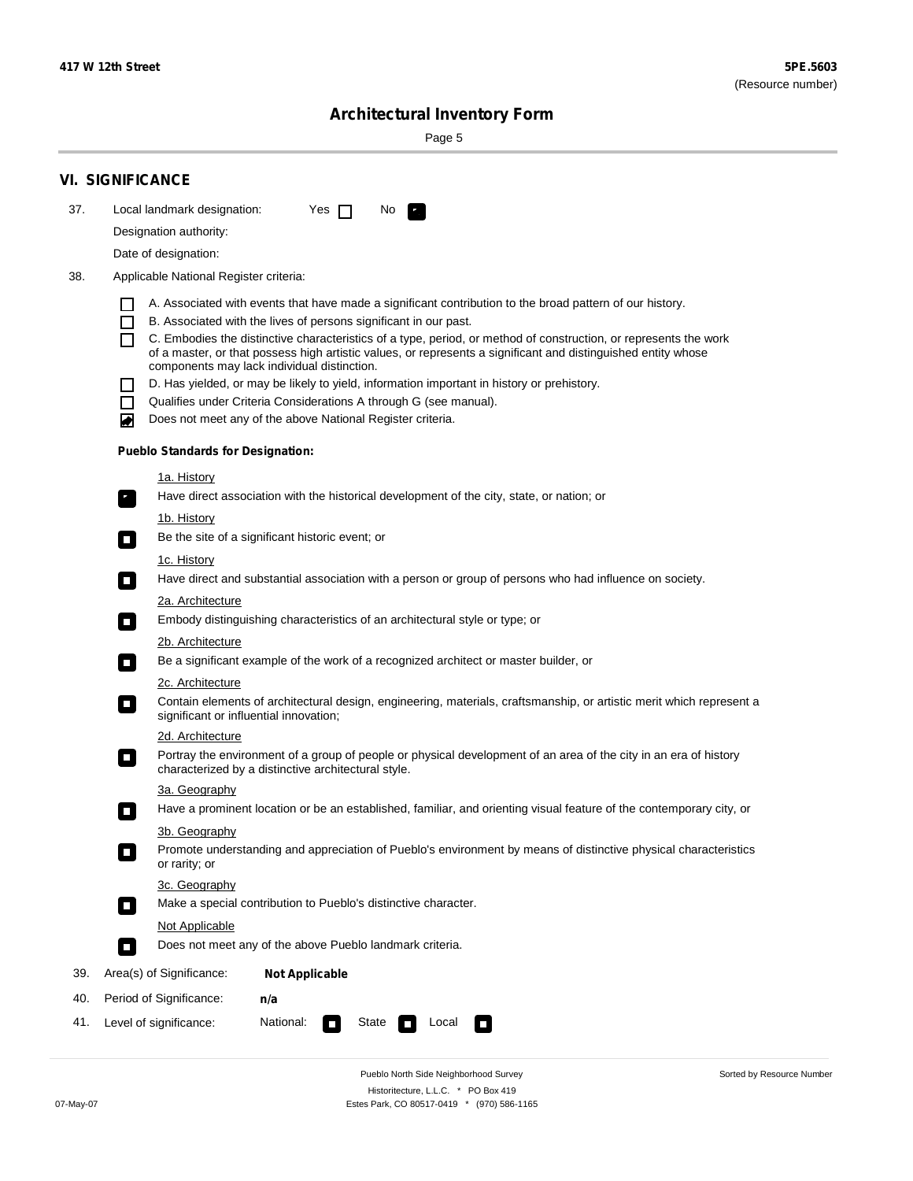**417 W 12th Street** | **5PE.5603** (Resource number)

# Architectural Inventory Form

## VI. SIGNIFICANCE

37. Local landmark designation: Yes ☐ No ☑

    Designation authority:

    Date of designation:

38. Applicable National Register criteria:

    ☐ A. Associated with events that have made a significant contribution to the broad pattern of our history.
    ☐ B. Associated with the lives of persons significant in our past.
    ☐ C. Embodies the distinctive characteristics of a type, period, or method of construction, or represents the work of a master, or that possess high artistic values, or represents a significant and distinguished entity whose components may lack individual distinction.
    ☐ D. Has yielded, or may be likely to yield, information important in history or prehistory.
    ☐ Qualifies under Criteria Considerations A through G (see manual).
    ☑ Does not meet any of the above National Register criteria.

    **Pueblo Standards for Designation:**

    1a. History
    ☑ Have direct association with the historical development of the city, state, or nation; or

    1b. History
    ☐ Be the site of a significant historic event; or

    1c. History
    ☐ Have direct and substantial association with a person or group of persons who had influence on society.

    2a. Architecture
    ☐ Embody distinguishing characteristics of an architectural style or type; or

    2b. Architecture
    ☐ Be a significant example of the work of a recognized architect or master builder, or

    2c. Architecture
    ☐ Contain elements of architectural design, engineering, materials, craftsmanship, or artistic merit which represent a significant or influential innovation;

    2d. Architecture
    ☐ Portray the environment of a group of people or physical development of an area of the city in an era of history characterized by a distinctive architectural style.

    3a. Geography
    ☐ Have a prominent location or be an established, familiar, and orienting visual feature of the contemporary city, or

    3b. Geography
    ☐ Promote understanding and appreciation of Pueblo's environment by means of distinctive physical characteristics or rarity; or

    3c. Geography
    ☐ Make a special contribution to Pueblo's distinctive character.

    Not Applicable
    ☐ Does not meet any of the above Pueblo landmark criteria.

39. Area(s) of Significance: **Not Applicable**

40. Period of Significance: **n/a**

41. Level of significance: National: ☐ State ☐ Local ☐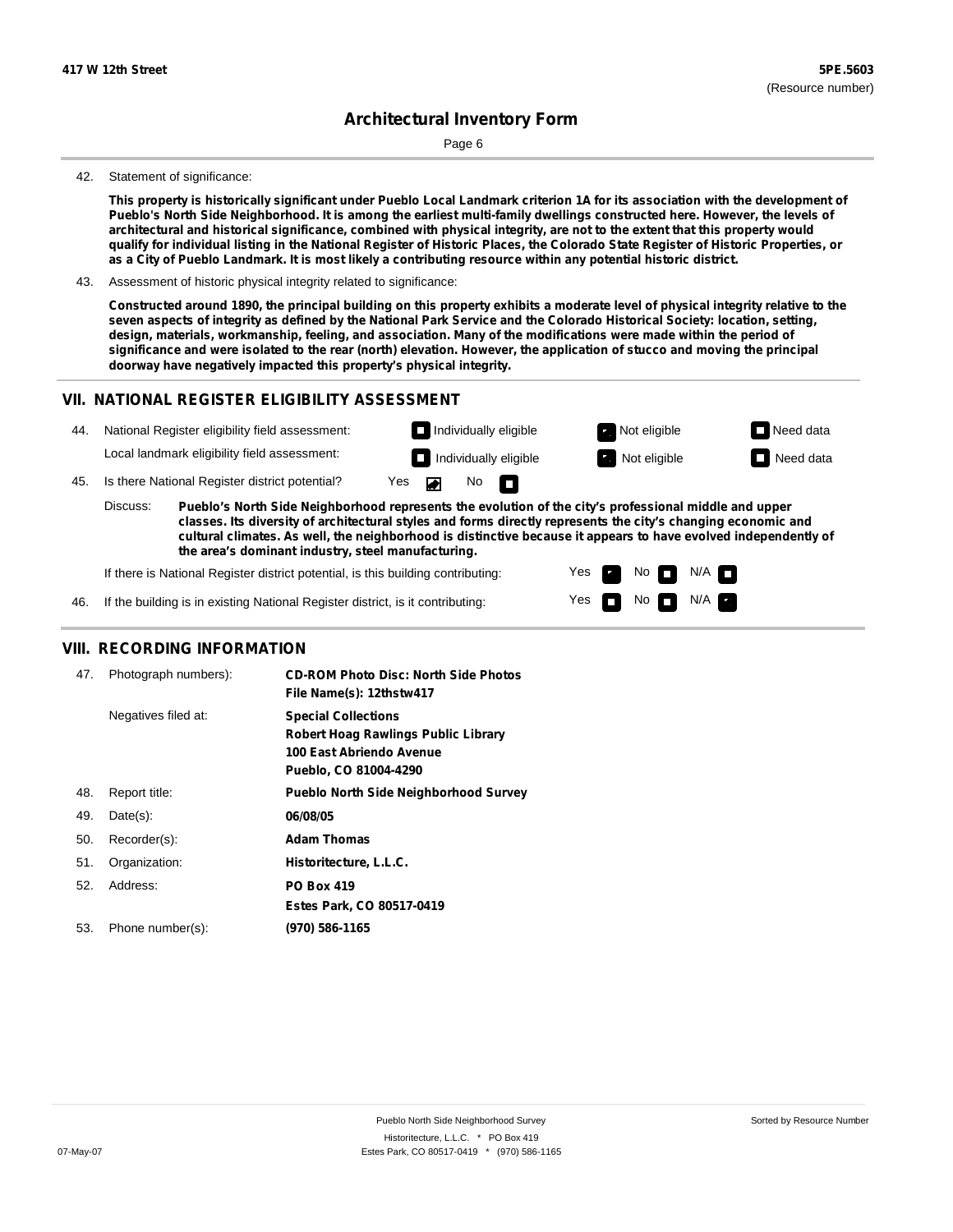**417 W 12th Street** **5PE.5603**
(Resource number)

# Architectural Inventory Form

42. Statement of significance:

**This property is historically significant under Pueblo Local Landmark criterion 1A for its association with the development of Pueblo's North Side Neighborhood. It is among the earliest multi-family dwellings constructed here. However, the levels of architectural and historical significance, combined with physical integrity, are not to the extent that this property would qualify for individual listing in the National Register of Historic Places, the Colorado State Register of Historic Properties, or as a City of Pueblo Landmark. It is most likely a contributing resource within any potential historic district.**

43. Assessment of historic physical integrity related to significance:

**Constructed around 1890, the principal building on this property exhibits a moderate level of physical integrity relative to the seven aspects of integrity as defined by the National Park Service and the Colorado Historical Society: location, setting, design, materials, workmanship, feeling, and association. Many of the modifications were made within the period of significance and were isolated to the rear (north) elevation. However, the application of stucco and moving the principal doorway have negatively impacted this property's physical integrity.**

## VII. NATIONAL REGISTER ELIGIBILITY ASSESSMENT

44. National Register eligibility field assessment: ☐ Individually eligible ☒ Not eligible ☐ Need data
    Local landmark eligibility field assessment: ☐ Individually eligible ☒ Not eligible ☐ Need data

45. Is there National Register district potential? Yes ☒ No ☐

Discuss: **Pueblo's North Side Neighborhood represents the evolution of the city's professional middle and upper classes. Its diversity of architectural styles and forms directly represents the city's changing economic and cultural climates. As well, the neighborhood is distinctive because it appears to have evolved independently of the area's dominant industry, steel manufacturing.**

If there is National Register district potential, is this building contributing: Yes ☒ No ☐ N/A ☐

46. If the building is in existing National Register district, is it contributing: Yes ☐ No ☐ N/A ☒

## VIII. RECORDING INFORMATION

| | | |
|---|---|---|
| 47. | Photograph numbers): | **CD-ROM Photo Disc: North Side Photos**<br>**File Name(s): 12thstw417** |
| | Negatives filed at: | **Special Collections**<br>**Robert Hoag Rawlings Public Library**<br>**100 East Abriendo Avenue**<br>**Pueblo, CO 81004-4290** |
| 48. | Report title: | **Pueblo North Side Neighborhood Survey** |
| 49. | Date(s): | **06/08/05** |
| 50. | Recorder(s): | **Adam Thomas** |
| 51. | Organization: | **Historitecture, L.L.C.** |
| 52. | Address: | **PO Box 419**<br>**Estes Park, CO 80517-0419** |
| 53. | Phone number(s): | **(970) 586-1165** |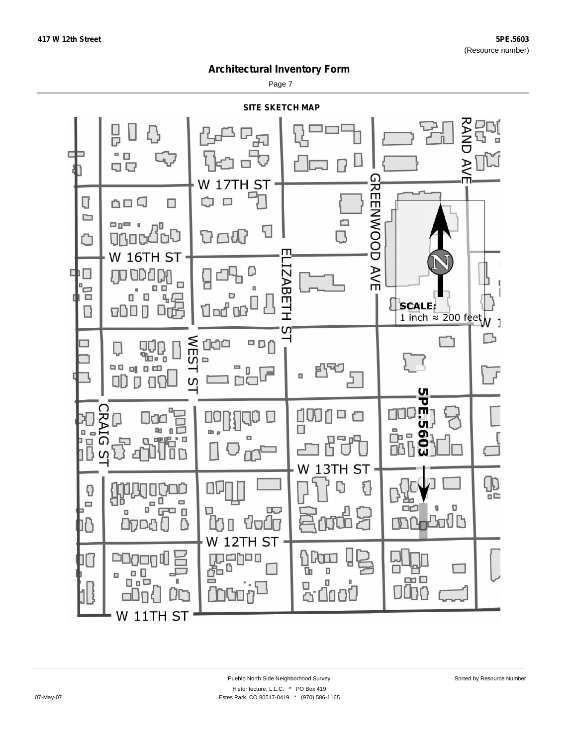## Architectural Inventory Form

### SITE SKETCH MAP

W 17TH ST

W 16TH ST

W 13TH ST

W 12TH ST

W 11TH ST

CRAIG ST

WEST ST

ELIZABETH ST

GREENWOOD AVE

RAND AVE

5PE.5603

SCALE:
1 inch ≈ 200 feet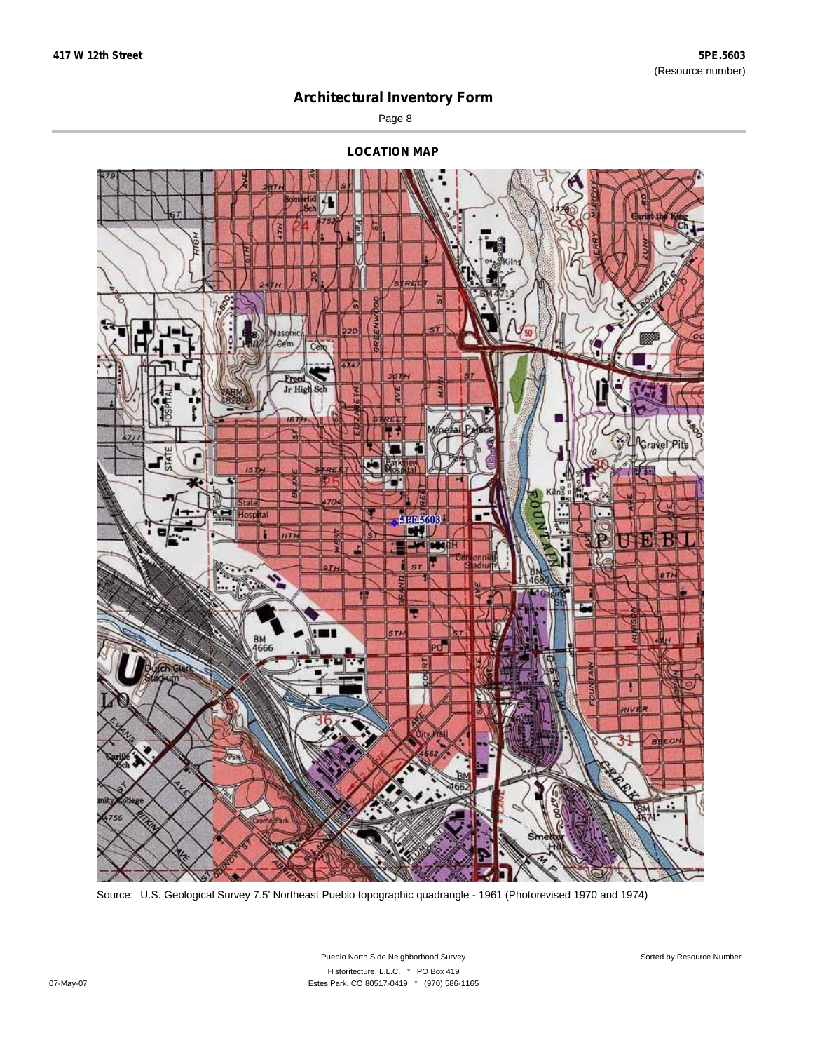## LOCATION MAP

Source: U.S. Geological Survey 7.5' Northeast Pueblo topographic quadrangle - 1961 (Photorevised 1970 and 1974)